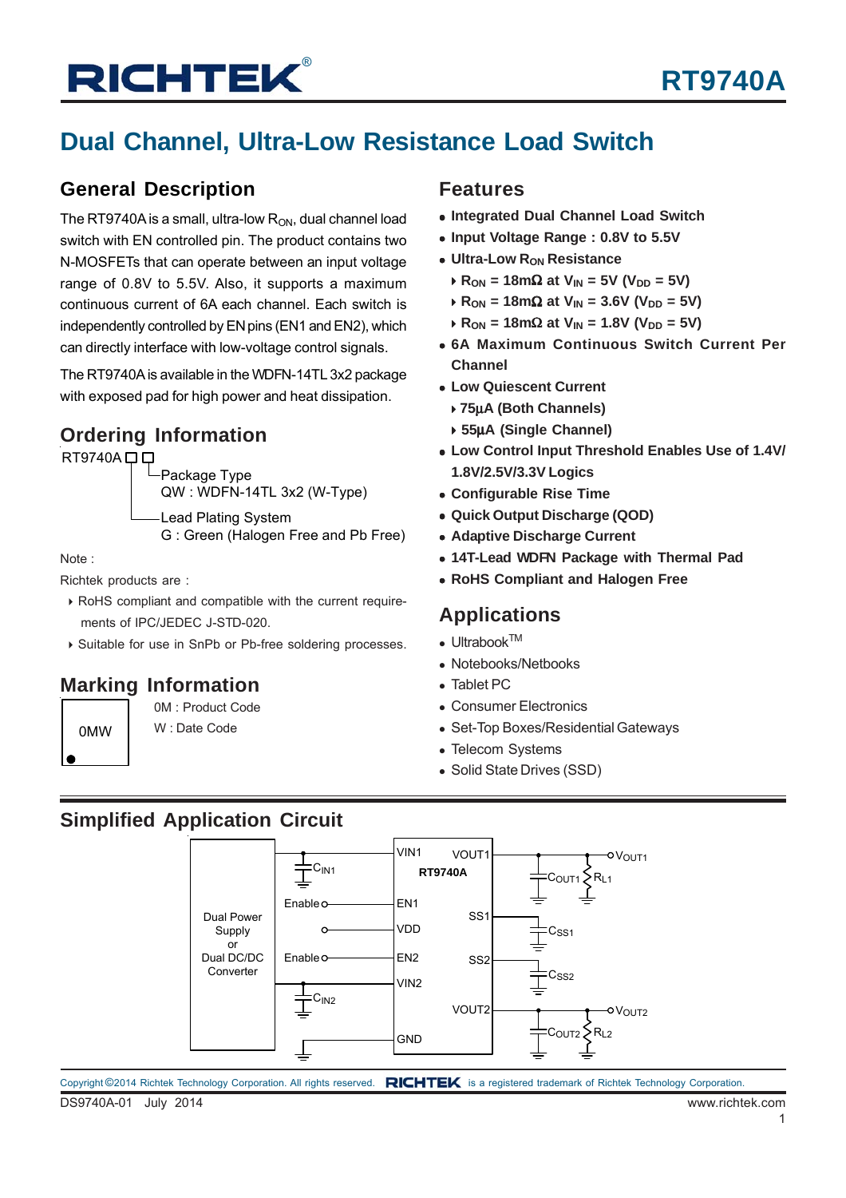# RT9740A

## Dual Channel, Ultra-Low Resistance Load Switch

### General Description

The RT9740A is a small, ultra-low $R_{ON}$, dual channel load switch with EN controlled pin. The product contains two N-MOSFETs that can operate between an input voltage range of 0.8V to 5.5V. Also, it supports a maximum continuous current of 6A each channel. Each switch is independently controlled by EN pins (EN1 and EN2), which can directly interface with low-voltage control signals.

The RT9740A is available in the WDFN-14TL 3x2 package with exposed pad for high power and heat dissipation.

### Ordering Information

RT9740A□□

- Package Type
  QW : WDFN-14TL 3x2 (W-Type)
- Lead Plating System
  G : Green (Halogen Free and Pb Free)

Note :

Richtek products are :

- RoHS compliant and compatible with the current requirements of IPC/JEDEC J-STD-020.
- Suitable for use in SnPb or Pb-free soldering processes.

### Marking Information

0MW

0M : Product Code

W : Date Code

### Features

- **Integrated Dual Channel Load Switch**
- **Input Voltage Range : 0.8V to 5.5V**
- **Ultra-Low $R_{ON}$ Resistance**
  - **$R_{ON}$ = 18mΩ at $V_{IN}$ = 5V ($V_{DD}$ = 5V)**
  - **$R_{ON}$ = 18mΩ at $V_{IN}$ = 3.6V ($V_{DD}$ = 5V)**
  - **$R_{ON}$ = 18mΩ at $V_{IN}$ = 1.8V ($V_{DD}$ = 5V)**
- **6A Maximum Continuous Switch Current Per Channel**
- **Low Quiescent Current**
  - **75μA (Both Channels)**
  - **55μA (Single Channel)**
- **Low Control Input Threshold Enables Use of 1.4V/1.8V/2.5V/3.3V Logics**
- **Configurable Rise Time**
- **Quick Output Discharge (QOD)**
- **Adaptive Discharge Current**
- **14T-Lead WDFN Package with Thermal Pad**
- **RoHS Compliant and Halogen Free**

### Applications

- Ultrabook™
- Notebooks/Netbooks
- Tablet PC
- Consumer Electronics
- Set-Top Boxes/Residential Gateways
- Telecom Systems
- Solid State Drives (SSD)

### Simplified Application Circuit

Dual Power Supply or Dual DC/DC Converter — RT9740A (VIN1, VOUT1, EN1, SS1, VDD, EN2, SS2, VIN2, VOUT2, GND); $C_{IN1}$, $C_{IN2}$, Enable, $C_{OUT1}$, $R_{L1}$, $V_{OUT1}$, $C_{SS1}$, $C_{SS2}$, $C_{OUT2}$, $R_{L2}$, $V_{OUT2}$

Copyright ©2014 Richtek Technology Corporation. All rights reserved. RICHTEK is a registered trademark of Richtek Technology Corporation.

DS9740A-01 July 2014 www.richtek.com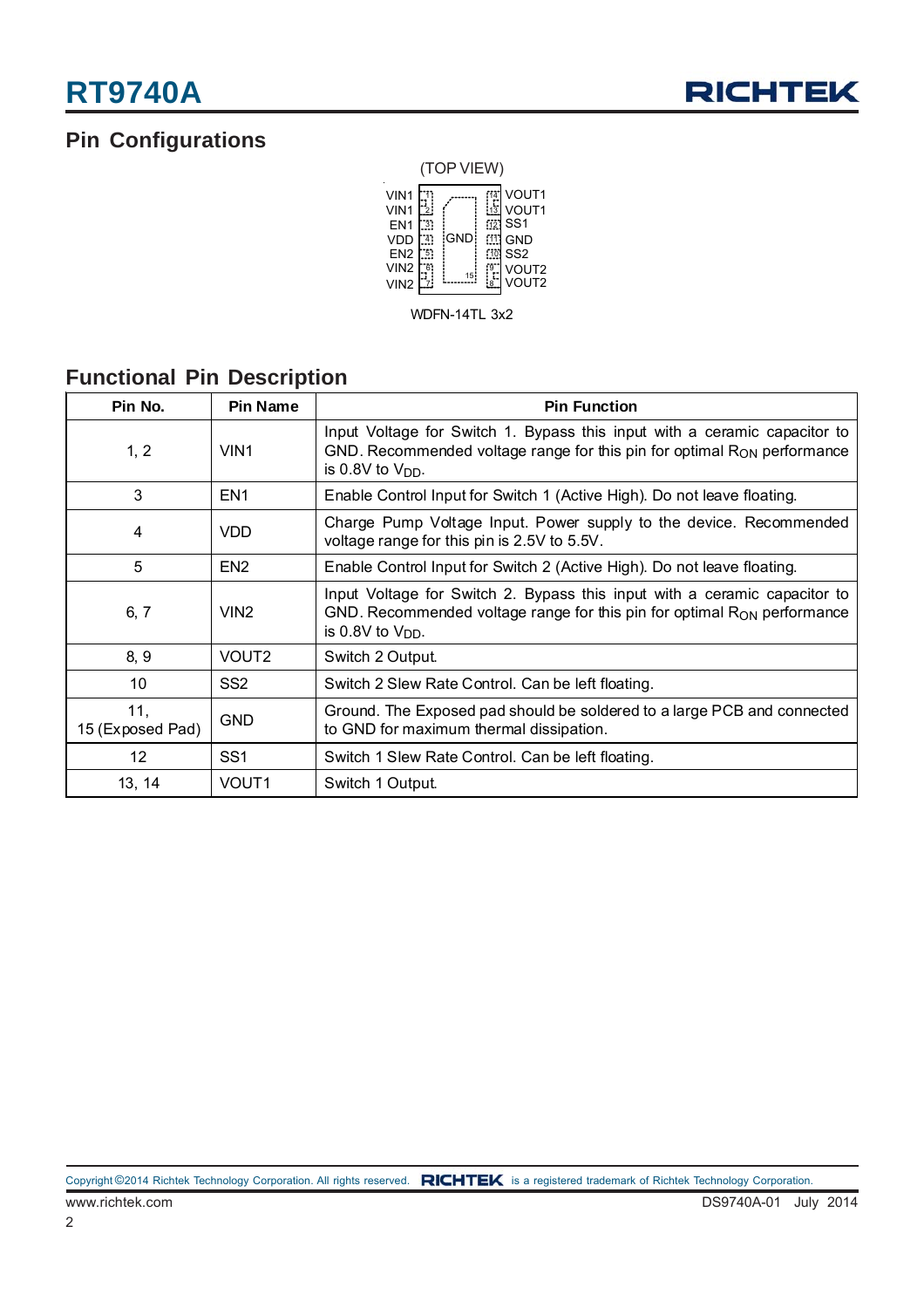## Pin Configurations

(TOP VIEW)

| Left Pin | No. | | No. | Right Pin |
|---|---|---|---|---|
| VIN1 | 1 | | 14 | VOUT1 |
| VIN1 | 2 | | 13 | VOUT1 |
| EN1 | 3 | | 12 | SS1 |
| VDD | 4 | GND (15) | 11 | GND |
| EN2 | 5 | | 10 | SS2 |
| VIN2 | 6 | | 9 | VOUT2 |
| VIN2 | 7 | | 8 | VOUT2 |

WDFN-14TL 3x2

## Functional Pin Description

| Pin No. | Pin Name | Pin Function |
|---|---|---|
| 1, 2 | VIN1 | Input Voltage for Switch 1. Bypass this input with a ceramic capacitor to GND. Recommended voltage range for this pin for optimal $R_{ON}$ performance is 0.8V to $V_{DD}$. |
| 3 | EN1 | Enable Control Input for Switch 1 (Active High). Do not leave floating. |
| 4 | VDD | Charge Pump Voltage Input. Power supply to the device. Recommended voltage range for this pin is 2.5V to 5.5V. |
| 5 | EN2 | Enable Control Input for Switch 2 (Active High). Do not leave floating. |
| 6, 7 | VIN2 | Input Voltage for Switch 2. Bypass this input with a ceramic capacitor to GND. Recommended voltage range for this pin for optimal $R_{ON}$ performance is 0.8V to $V_{DD}$. |
| 8, 9 | VOUT2 | Switch 2 Output. |
| 10 | SS2 | Switch 2 Slew Rate Control. Can be left floating. |
| 11, 15 (Exposed Pad) | GND | Ground. The Exposed pad should be soldered to a large PCB and connected to GND for maximum thermal dissipation. |
| 12 | SS1 | Switch 1 Slew Rate Control. Can be left floating. |
| 13, 14 | VOUT1 | Switch 1 Output. |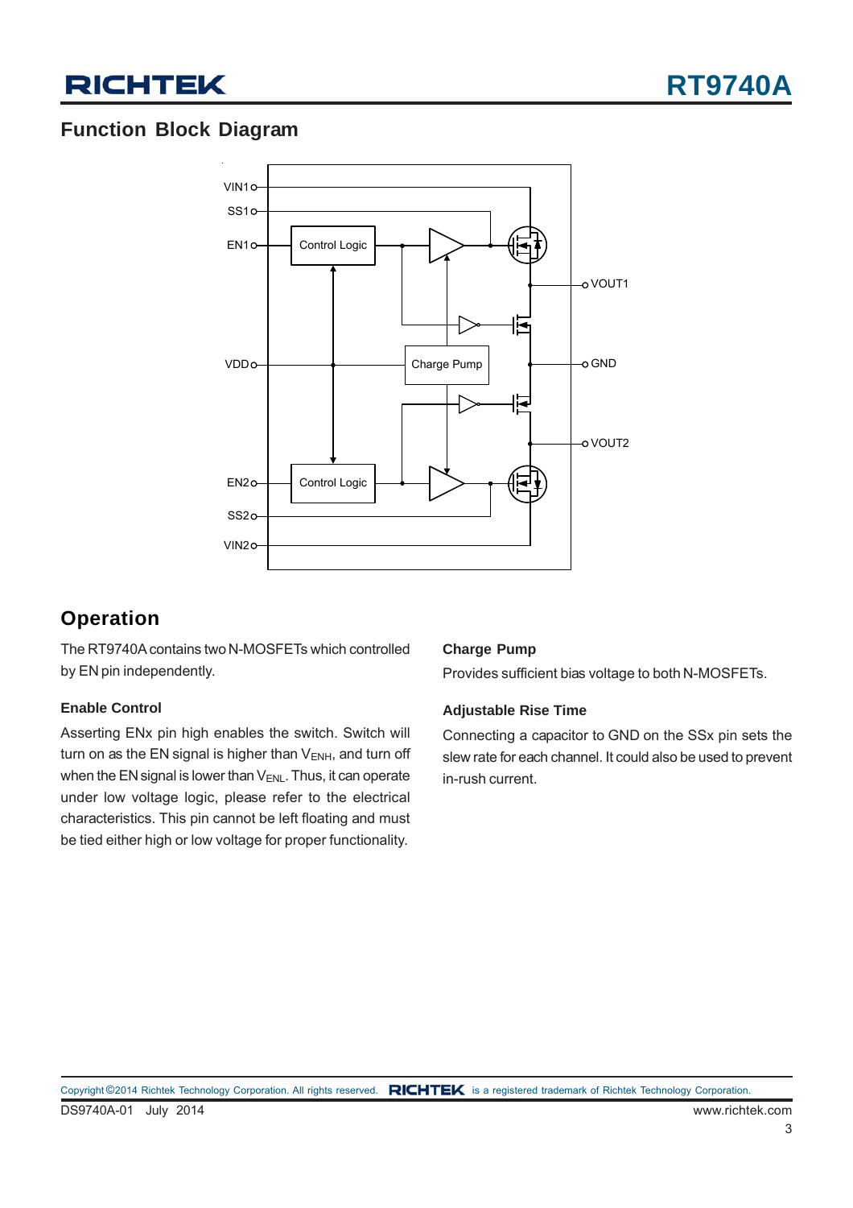## Function Block Diagram

VIN1, SS1, EN1, VDD, EN2, SS2, VIN2, VOUT1, GND, VOUT2

Control Logic

Charge Pump

Control Logic

## Operation

The RT9740A contains two N-MOSFETs which controlled by EN pin independently.

### Enable Control

Asserting ENx pin high enables the switch. Switch will turn on as the EN signal is higher than $V_{ENH}$, and turn off when the EN signal is lower than $V_{ENL}$. Thus, it can operate under low voltage logic, please refer to the electrical characteristics. This pin cannot be left floating and must be tied either high or low voltage for proper functionality.

### Charge Pump

Provides sufficient bias voltage to both N-MOSFETs.

### Adjustable Rise Time

Connecting a capacitor to GND on the SSx pin sets the slew rate for each channel. It could also be used to prevent in-rush current.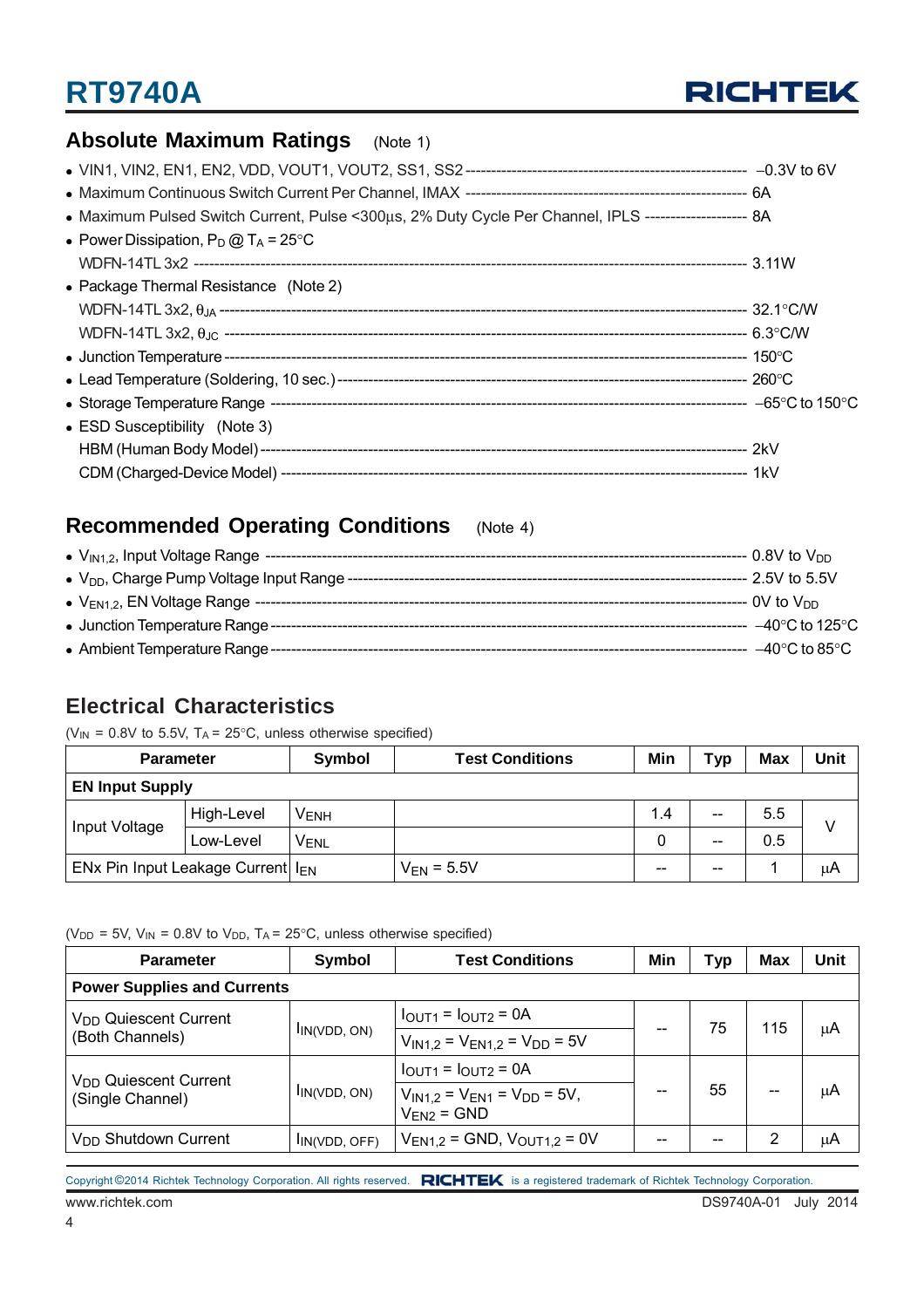## Absolute Maximum Ratings (Note 1)

- VIN1, VIN2, EN1, EN2, VDD, VOUT1, VOUT2, SS1, SS2 ---------- −0.3V to 6V
- Maximum Continuous Switch Current Per Channel, IMAX ---------- 6A
- Maximum Pulsed Switch Current, Pulse <300μs, 2% Duty Cycle Per Channel, IPLS ---------- 8A
- Power Dissipation, $P_D$ @ $T_A$ = 25°C
  WDFN-14TL 3x2 ---------- 3.11W
- Package Thermal Resistance (Note 2)
  WDFN-14TL 3x2, $\theta_{JA}$ ---------- 32.1°C/W
  WDFN-14TL 3x2, $\theta_{JC}$ ---------- 6.3°C/W
- Junction Temperature ---------- 150°C
- Lead Temperature (Soldering, 10 sec.) ---------- 260°C
- Storage Temperature Range ---------- −65°C to 150°C
- ESD Susceptibility (Note 3)
  HBM (Human Body Model) ---------- 2kV
  CDM (Charged-Device Model) ---------- 1kV

## Recommended Operating Conditions (Note 4)

- $V_{IN1,2}$, Input Voltage Range ---------- 0.8V to $V_{DD}$
- $V_{DD}$, Charge Pump Voltage Input Range ---------- 2.5V to 5.5V
- $V_{EN1,2}$, EN Voltage Range ---------- 0V to $V_{DD}$
- Junction Temperature Range ---------- −40°C to 125°C
- Ambient Temperature Range ---------- −40°C to 85°C

## Electrical Characteristics

($V_{IN}$ = 0.8V to 5.5V, $T_A$ = 25°C, unless otherwise specified)

| Parameter | | Symbol | Test Conditions | Min | Typ | Max | Unit |
|---|---|---|---|---|---|---|---|
| **EN Input Supply** | | | | | | | |
| Input Voltage | High-Level | $V_{ENH}$ | | 1.4 | -- | 5.5 | V |
| | Low-Level | $V_{ENL}$ | | 0 | -- | 0.5 | |
| ENx Pin Input Leakage Current | | $I_{EN}$ | $V_{EN}$ = 5.5V | -- | -- | 1 | μA |

($V_{DD}$ = 5V, $V_{IN}$ = 0.8V to $V_{DD}$, $T_A$ = 25°C, unless otherwise specified)

| Parameter | Symbol | Test Conditions | Min | Typ | Max | Unit |
|---|---|---|---|---|---|---|
| **Power Supplies and Currents** | | | | | | |
| $V_{DD}$ Quiescent Current (Both Channels) | $I_{IN(VDD, ON)}$ | $I_{OUT1}$ = $I_{OUT2}$ = 0A<br>$V_{IN1,2}$ = $V_{EN1,2}$ = $V_{DD}$ = 5V | -- | 75 | 115 | μA |
| $V_{DD}$ Quiescent Current (Single Channel) | $I_{IN(VDD, ON)}$ | $I_{OUT1}$ = $I_{OUT2}$ = 0A<br>$V_{IN1,2}$ = $V_{EN1}$ = $V_{DD}$ = 5V, $V_{EN2}$ = GND | -- | 55 | -- | μA |
| $V_{DD}$ Shutdown Current | $I_{IN(VDD, OFF)}$ | $V_{EN1,2}$ = GND, $V_{OUT1,2}$ = 0V | -- | -- | 2 | μA |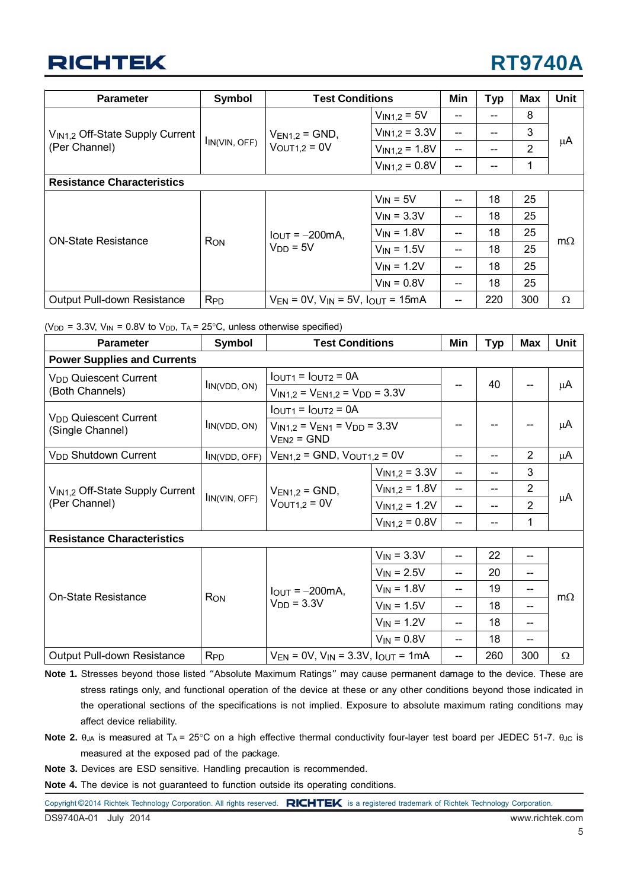| Parameter | Symbol | Test Conditions | | Min | Typ | Max | Unit |
|---|---|---|---|---|---|---|---|
| $V_{IN1,2}$ Off-State Supply Current (Per Channel) | $I_{IN(VIN, OFF)}$ | $V_{EN1,2}$ = GND, $V_{OUT1,2}$ = 0V | $V_{IN1,2}$ = 5V | -- | -- | 8 | μA |
| | | | $V_{IN1,2}$ = 3.3V | -- | -- | 3 | |
| | | | $V_{IN1,2}$ = 1.8V | -- | -- | 2 | |
| | | | $V_{IN1,2}$ = 0.8V | -- | -- | 1 | |
| **Resistance Characteristics** | | | | | | | |
| ON-State Resistance | $R_{ON}$ | $I_{OUT}$ = −200mA, $V_{DD}$ = 5V | $V_{IN}$ = 5V | -- | 18 | 25 | mΩ |
| | | | $V_{IN}$ = 3.3V | -- | 18 | 25 | |
| | | | $V_{IN}$ = 1.8V | -- | 18 | 25 | |
| | | | $V_{IN}$ = 1.5V | -- | 18 | 25 | |
| | | | $V_{IN}$ = 1.2V | -- | 18 | 25 | |
| | | | $V_{IN}$ = 0.8V | -- | 18 | 25 | |
| Output Pull-down Resistance | $R_{PD}$ | $V_{EN}$ = 0V, $V_{IN}$ = 5V, $I_{OUT}$ = 15mA | | -- | 220 | 300 | Ω |

($V_{DD}$ = 3.3V, $V_{IN}$ = 0.8V to $V_{DD}$, $T_A$ = 25°C, unless otherwise specified)

| Parameter | Symbol | Test Conditions | | Min | Typ | Max | Unit |
|---|---|---|---|---|---|---|---|
| **Power Supplies and Currents** | | | | | | | |
| $V_{DD}$ Quiescent Current (Both Channels) | $I_{IN(VDD, ON)}$ | $I_{OUT1}$ = $I_{OUT2}$ = 0A; $V_{IN1,2}$ = $V_{EN1,2}$ = $V_{DD}$ = 3.3V | | -- | 40 | -- | μA |
| $V_{DD}$ Quiescent Current (Single Channel) | $I_{IN(VDD, ON)}$ | $I_{OUT1}$ = $I_{OUT2}$ = 0A; $V_{IN1,2}$ = $V_{EN1}$ = $V_{DD}$ = 3.3V, $V_{EN2}$ = GND | | -- | -- | -- | μA |
| $V_{DD}$ Shutdown Current | $I_{IN(VDD, OFF)}$ | $V_{EN1,2}$ = GND, $V_{OUT1,2}$ = 0V | | -- | -- | 2 | μA |
| $V_{IN1,2}$ Off-State Supply Current (Per Channel) | $I_{IN(VIN, OFF)}$ | $V_{EN1,2}$ = GND, $V_{OUT1,2}$ = 0V | $V_{IN1,2}$ = 3.3V | -- | -- | 3 | μA |
| | | | $V_{IN1,2}$ = 1.8V | -- | -- | 2 | |
| | | | $V_{IN1,2}$ = 1.2V | -- | -- | 2 | |
| | | | $V_{IN1,2}$ = 0.8V | -- | -- | 1 | |
| **Resistance Characteristics** | | | | | | | |
| On-State Resistance | $R_{ON}$ | $I_{OUT}$ = −200mA, $V_{DD}$ = 3.3V | $V_{IN}$ = 3.3V | -- | 22 | -- | mΩ |
| | | | $V_{IN}$ = 2.5V | -- | 20 | -- | |
| | | | $V_{IN}$ = 1.8V | -- | 19 | -- | |
| | | | $V_{IN}$ = 1.5V | -- | 18 | -- | |
| | | | $V_{IN}$ = 1.2V | -- | 18 | -- | |
| | | | $V_{IN}$ = 0.8V | -- | 18 | -- | |
| Output Pull-down Resistance | $R_{PD}$ | $V_{EN}$ = 0V, $V_{IN}$ = 3.3V, $I_{OUT}$ = 1mA | | -- | 260 | 300 | Ω |

**Note 1.** Stresses beyond those listed "Absolute Maximum Ratings" may cause permanent damage to the device. These are stress ratings only, and functional operation of the device at these or any other conditions beyond those indicated in the operational sections of the specifications is not implied. Exposure to absolute maximum rating conditions may affect device reliability.

**Note 2.** $\theta_{JA}$ is measured at $T_A$ = 25°C on a high effective thermal conductivity four-layer test board per JEDEC 51-7. $\theta_{JC}$ is measured at the exposed pad of the package.

**Note 3.** Devices are ESD sensitive. Handling precaution is recommended.

**Note 4.** The device is not guaranteed to function outside its operating conditions.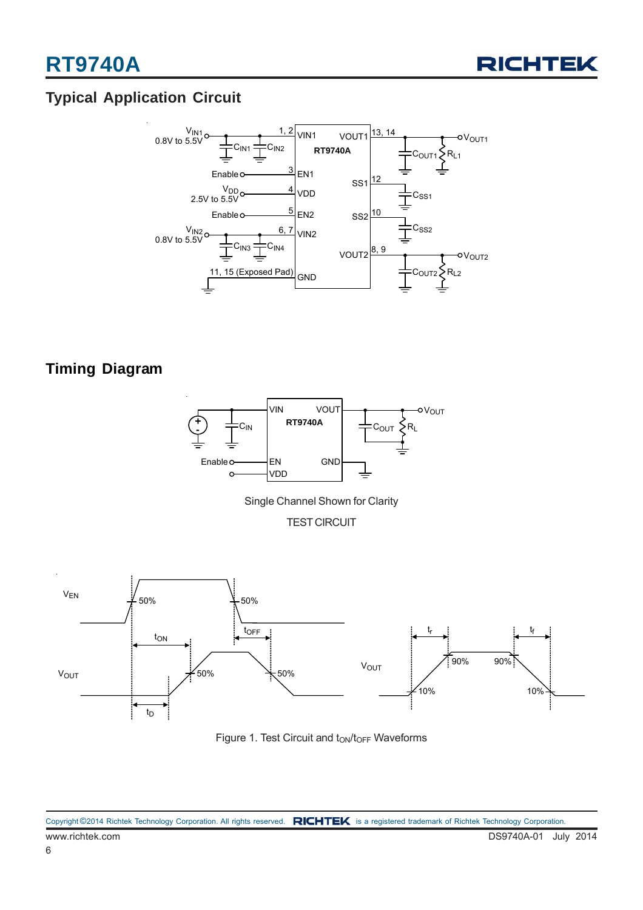## Typical Application Circuit

## Timing Diagram

Single Channel Shown for Clarity

TEST CIRCUIT

Figure 1. Test Circuit and $t_{ON}$/$t_{OFF}$ Waveforms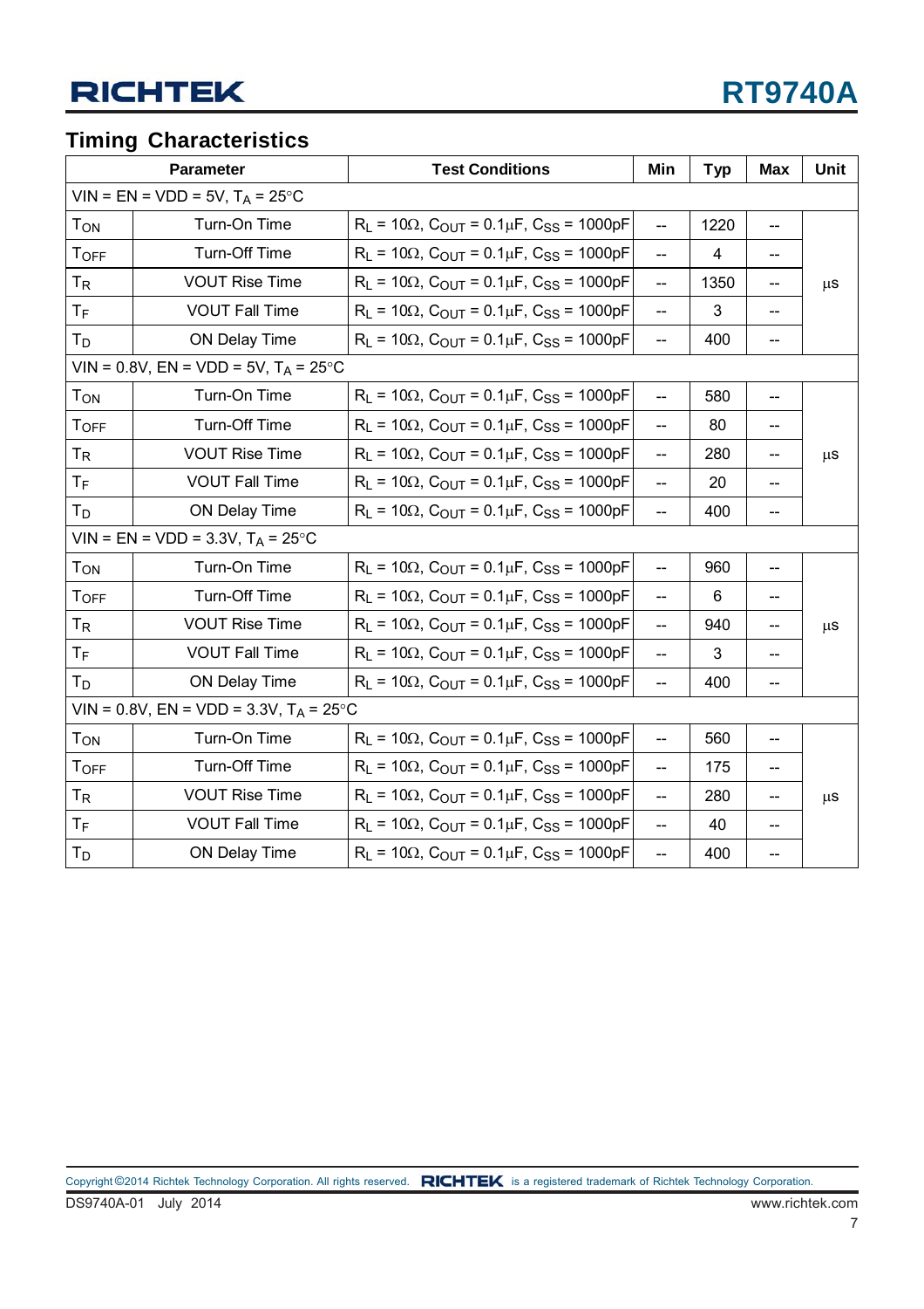## Timing Characteristics

| Parameter | | Test Conditions | Min | Typ | Max | Unit |
|---|---|---|---|---|---|---|
| VIN = EN = VDD = 5V, $T_A$ = 25°C | | | | | | |
| $T_{ON}$ | Turn-On Time | $R_L$ = 10Ω, $C_{OUT}$ = 0.1μF, $C_{SS}$ = 1000pF | -- | 1220 | -- | μs |
| $T_{OFF}$ | Turn-Off Time | $R_L$ = 10Ω, $C_{OUT}$ = 0.1μF, $C_{SS}$ = 1000pF | -- | 4 | -- | μs |
| $T_R$ | VOUT Rise Time | $R_L$ = 10Ω, $C_{OUT}$ = 0.1μF, $C_{SS}$ = 1000pF | -- | 1350 | -- | μs |
| $T_F$ | VOUT Fall Time | $R_L$ = 10Ω, $C_{OUT}$ = 0.1μF, $C_{SS}$ = 1000pF | -- | 3 | -- | μs |
| $T_D$ | ON Delay Time | $R_L$ = 10Ω, $C_{OUT}$ = 0.1μF, $C_{SS}$ = 1000pF | -- | 400 | -- | μs |
| VIN = 0.8V, EN = VDD = 5V, $T_A$ = 25°C | | | | | | |
| $T_{ON}$ | Turn-On Time | $R_L$ = 10Ω, $C_{OUT}$ = 0.1μF, $C_{SS}$ = 1000pF | -- | 580 | -- | μs |
| $T_{OFF}$ | Turn-Off Time | $R_L$ = 10Ω, $C_{OUT}$ = 0.1μF, $C_{SS}$ = 1000pF | -- | 80 | -- | μs |
| $T_R$ | VOUT Rise Time | $R_L$ = 10Ω, $C_{OUT}$ = 0.1μF, $C_{SS}$ = 1000pF | -- | 280 | -- | μs |
| $T_F$ | VOUT Fall Time | $R_L$ = 10Ω, $C_{OUT}$ = 0.1μF, $C_{SS}$ = 1000pF | -- | 20 | -- | μs |
| $T_D$ | ON Delay Time | $R_L$ = 10Ω, $C_{OUT}$ = 0.1μF, $C_{SS}$ = 1000pF | -- | 400 | -- | μs |
| VIN = EN = VDD = 3.3V, $T_A$ = 25°C | | | | | | |
| $T_{ON}$ | Turn-On Time | $R_L$ = 10Ω, $C_{OUT}$ = 0.1μF, $C_{SS}$ = 1000pF | -- | 960 | -- | μs |
| $T_{OFF}$ | Turn-Off Time | $R_L$ = 10Ω, $C_{OUT}$ = 0.1μF, $C_{SS}$ = 1000pF | -- | 6 | -- | μs |
| $T_R$ | VOUT Rise Time | $R_L$ = 10Ω, $C_{OUT}$ = 0.1μF, $C_{SS}$ = 1000pF | -- | 940 | -- | μs |
| $T_F$ | VOUT Fall Time | $R_L$ = 10Ω, $C_{OUT}$ = 0.1μF, $C_{SS}$ = 1000pF | -- | 3 | -- | μs |
| $T_D$ | ON Delay Time | $R_L$ = 10Ω, $C_{OUT}$ = 0.1μF, $C_{SS}$ = 1000pF | -- | 400 | -- | μs |
| VIN = 0.8V, EN = VDD = 3.3V, $T_A$ = 25°C | | | | | | |
| $T_{ON}$ | Turn-On Time | $R_L$ = 10Ω, $C_{OUT}$ = 0.1μF, $C_{SS}$ = 1000pF | -- | 560 | -- | μs |
| $T_{OFF}$ | Turn-Off Time | $R_L$ = 10Ω, $C_{OUT}$ = 0.1μF, $C_{SS}$ = 1000pF | -- | 175 | -- | μs |
| $T_R$ | VOUT Rise Time | $R_L$ = 10Ω, $C_{OUT}$ = 0.1μF, $C_{SS}$ = 1000pF | -- | 280 | -- | μs |
| $T_F$ | VOUT Fall Time | $R_L$ = 10Ω, $C_{OUT}$ = 0.1μF, $C_{SS}$ = 1000pF | -- | 40 | -- | μs |
| $T_D$ | ON Delay Time | $R_L$ = 10Ω, $C_{OUT}$ = 0.1μF, $C_{SS}$ = 1000pF | -- | 400 | -- | μs |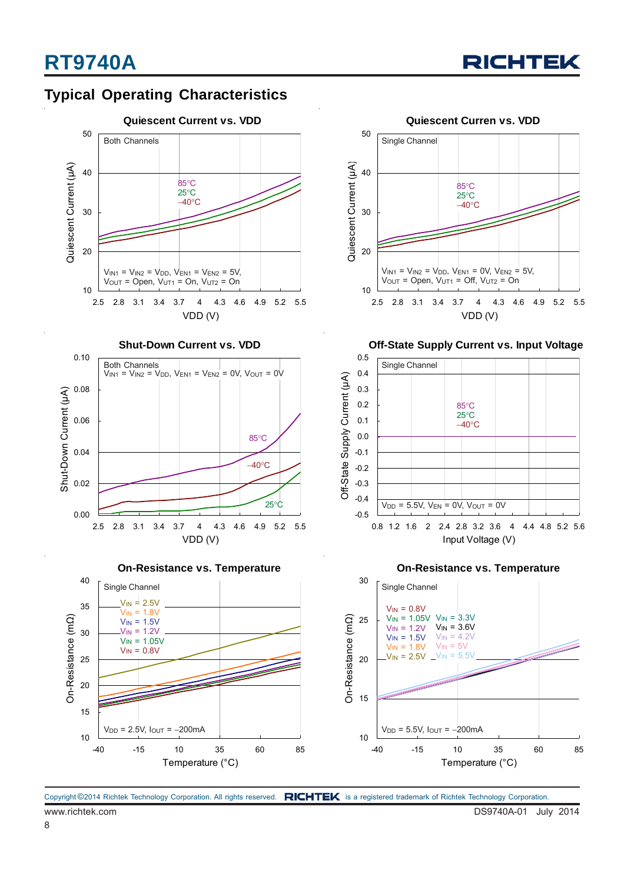## Typical Operating Characteristics

**Quiescent Current vs. VDD**

Both Channels

85°C
25°C
–40°C

$V_{IN1}$ = $V_{IN2}$ = $V_{DD}$, $V_{EN1}$ = $V_{EN2}$ = 5V,
$V_{OUT}$ = Open, $V_{UT1}$ = On, $V_{UT2}$ = On

Quiescent Current (μA)

VDD (V)

**Quiescent Curren vs. VDD**

Single Channel

85°C
25°C
–40°C

$V_{IN1}$ = $V_{IN2}$ = $V_{DD}$, $V_{EN1}$ = 0V, $V_{EN2}$ = 5V,
$V_{OUT}$ = Open, $V_{UT1}$ = Off, $V_{UT2}$ = On

Quiescent Current (μA)

VDD (V)

**Shut-Down Current vs. VDD**

Both Channels
$V_{IN1}$ = $V_{IN2}$ = $V_{DD}$, $V_{EN1}$ = $V_{EN2}$ = 0V, $V_{OUT}$ = 0V

85°C
–40°C
25°C

Shut-Down Current (μA)

VDD (V)

**Off-State Supply Current vs. Input Voltage**

Single Channel

85°C
25°C
–40°C

$V_{DD}$ = 5.5V, $V_{EN}$ = 0V, $V_{OUT}$ = 0V

Off-State Supply Current (μA)

Input Voltage (V)

**On-Resistance vs. Temperature**

Single Channel

$V_{IN}$ = 2.5V
$V_{IN}$ = 1.8V
$V_{IN}$ = 1.5V
$V_{IN}$ = 1.2V
$V_{IN}$ = 1.05V
$V_{IN}$ = 0.8V

$V_{DD}$ = 2.5V, $I_{OUT}$ = –200mA

On-Resistance (mΩ)

Temperature (°C)

**On-Resistance vs. Temperature**

Single Channel

$V_{IN}$ = 0.8V
$V_{IN}$ = 1.05V $V_{IN}$ = 3.3V
$V_{IN}$ = 1.2V $V_{IN}$ = 3.6V
$V_{IN}$ = 1.5V $V_{IN}$ = 4.2V
$V_{IN}$ = 1.8V $V_{IN}$ = 5V
$V_{IN}$ = 2.5V $V_{IN}$ = 5.5V

$V_{DD}$ = 5.5V, $I_{OUT}$ = –200mA

On-Resistance (mΩ)

Temperature (°C)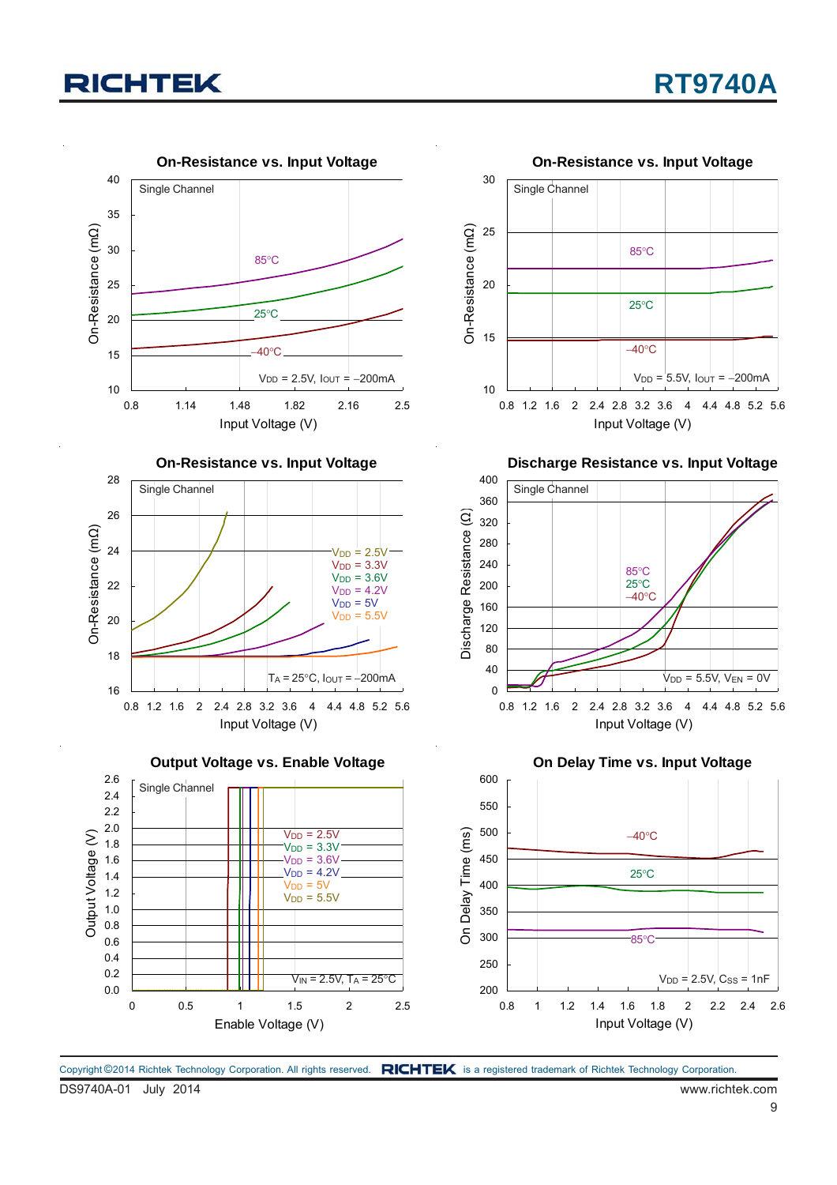On-Resistance vs. Input Voltage

Single Channel

85°C, 25°C, −40°C

$V_{DD}$ = 2.5V, $I_{OUT}$ = −200mA

On-Resistance (mΩ) vs. Input Voltage (V)

On-Resistance vs. Input Voltage

Single Channel

85°C, 25°C, −40°C

$V_{DD}$ = 5.5V, $I_{OUT}$ = −200mA

On-Resistance (mΩ) vs. Input Voltage (V)

On-Resistance vs. Input Voltage

Single Channel

$V_{DD}$ = 2.5V, $V_{DD}$ = 3.3V, $V_{DD}$ = 3.6V, $V_{DD}$ = 4.2V, $V_{DD}$ = 5V, $V_{DD}$ = 5.5V

$T_A$ = 25°C, $I_{OUT}$ = −200mA

On-Resistance (mΩ) vs. Input Voltage (V)

Discharge Resistance vs. Input Voltage

Single Channel

85°C, 25°C, −40°C

$V_{DD}$ = 5.5V, $V_{EN}$ = 0V

Discharge Resistance (Ω) vs. Input Voltage (V)

Output Voltage vs. Enable Voltage

Single Channel

$V_{DD}$ = 2.5V, $V_{DD}$ = 3.3V, $V_{DD}$ = 3.6V, $V_{DD}$ = 4.2V, $V_{DD}$ = 5V, $V_{DD}$ = 5.5V

$V_{IN}$ = 2.5V, $T_A$ = 25°C

Output Voltage (V) vs. Enable Voltage (V)

On Delay Time vs. Input Voltage

−40°C, 25°C, 85°C

$V_{DD}$ = 2.5V, $C_{SS}$ = 1nF

On Delay Time (ms) vs. Input Voltage (V)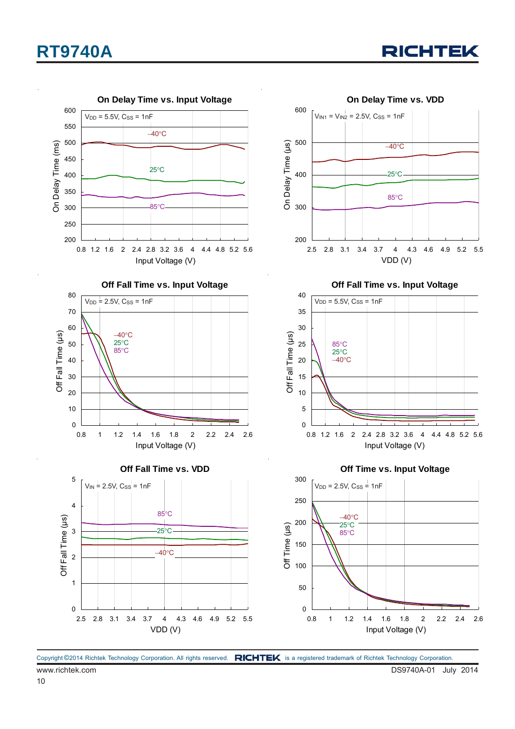### On Delay Time vs. Input Voltage

$V_{DD}$ = 5.5V, $C_{SS}$ = 1nF

Curves: –40°C, 25°C, 85°C

On Delay Time (ms) — y-axis: 200 to 600

Input Voltage (V) — x-axis: 0.8 to 5.6

### On Delay Time vs. VDD

$V_{IN1}$ = $V_{IN2}$ = 2.5V, $C_{SS}$ = 1nF

Curves: –40°C, 25°C, 85°C

On Delay Time (μs) — y-axis: 200 to 600

VDD (V) — x-axis: 2.5 to 5.5

### Off Fall Time vs. Input Voltage

$V_{DD}$ = 2.5V, $C_{SS}$ = 1nF

Curves: –40°C, 25°C, 85°C

Off Fall Time (μs) — y-axis: 0 to 80

Input Voltage (V) — x-axis: 0.8 to 2.6

### Off Fall Time vs. Input Voltage

$V_{DD}$ = 5.5V, $C_{SS}$ = 1nF

Curves: 85°C, 25°C, –40°C

Off Fall Time (μs) — y-axis: 0 to 40

Input Voltage (V) — x-axis: 0.8 to 5.6

### Off Fall Time vs. VDD

$V_{IN}$ = 2.5V, $C_{SS}$ = 1nF

Curves: 85°C, 25°C, –40°C

Off Fall Time (μs) — y-axis: 0 to 5

VDD (V) — x-axis: 2.5 to 5.5

### Off Time vs. Input Voltage

$V_{DD}$ = 2.5V, $C_{SS}$ = 1nF

Curves: –40°C, 25°C, 85°C

Off Time (μs) — y-axis: 0 to 300

Input Voltage (V) — x-axis: 0.8 to 2.6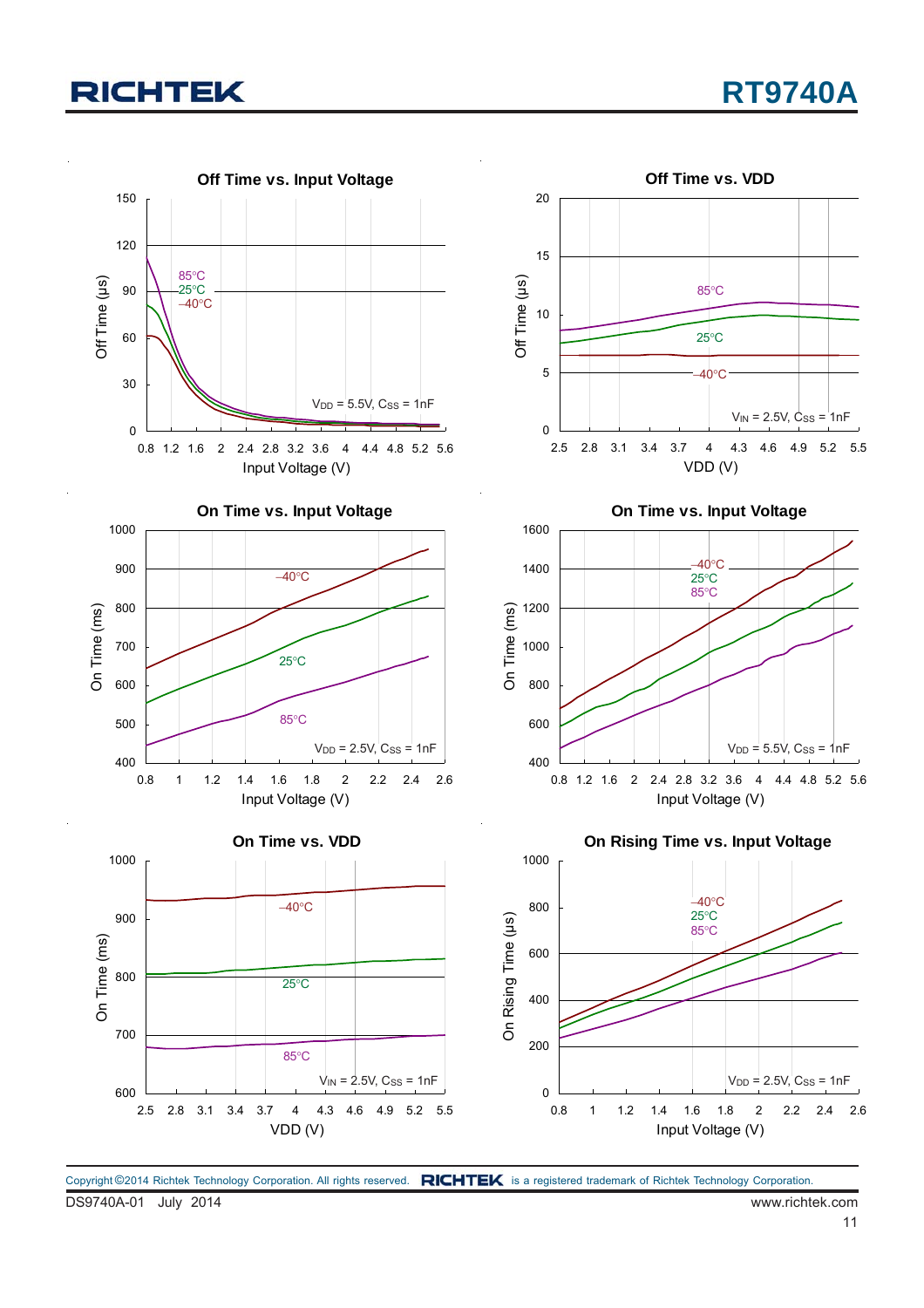**Off Time vs. Input Voltage**

Off Time (μs) vs. Input Voltage (V); curves: 85°C, 25°C, −40°C; $V_{DD}$ = 5.5V, $C_{SS}$ = 1nF

**Off Time vs. VDD**

Off Time (μs) vs. VDD (V); curves: 85°C, 25°C, −40°C; $V_{IN}$ = 2.5V, $C_{SS}$ = 1nF

**On Time vs. Input Voltage**

On Time (ms) vs. Input Voltage (V); curves: −40°C, 25°C, 85°C; $V_{DD}$ = 2.5V, $C_{SS}$ = 1nF

**On Time vs. Input Voltage**

On Time (ms) vs. Input Voltage (V); curves: −40°C, 25°C, 85°C; $V_{DD}$ = 5.5V, $C_{SS}$ = 1nF

**On Time vs. VDD**

On Time (ms) vs. VDD (V); curves: −40°C, 25°C, 85°C; $V_{IN}$ = 2.5V, $C_{SS}$ = 1nF

**On Rising Time vs. Input Voltage**

On Rising Time (μs) vs. Input Voltage (V); curves: −40°C, 25°C, 85°C; $V_{DD}$ = 2.5V, $C_{SS}$ = 1nF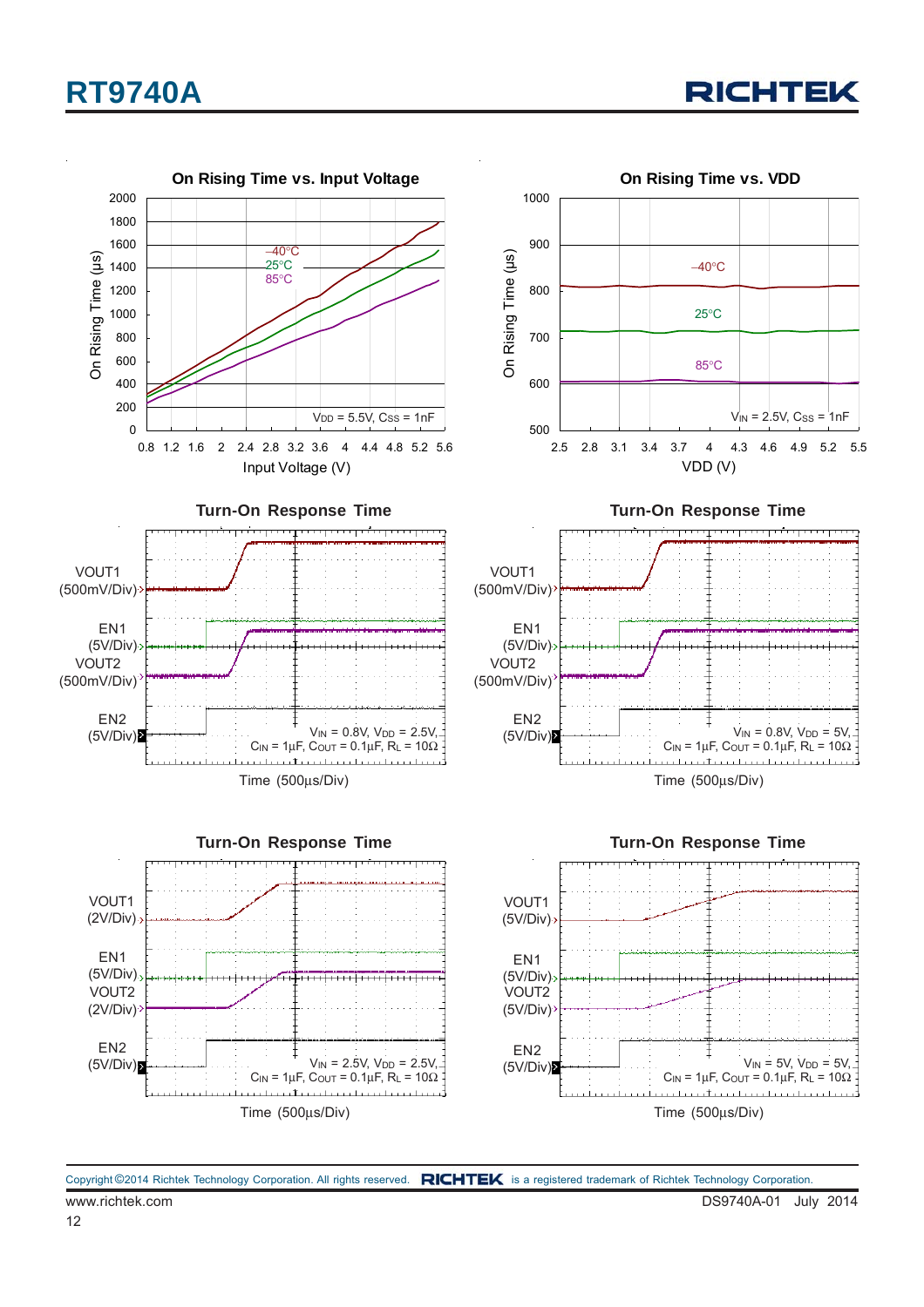### On Rising Time vs. Input Voltage

On Rising Time (μs) vs. Input Voltage (V)

–40°C, 25°C, 85°C

$V_{DD}$ = 5.5V, $C_{SS}$ = 1nF

### On Rising Time vs. VDD

On Rising Time (μs) vs. VDD (V)

–40°C, 25°C, 85°C

$V_{IN}$ = 2.5V, $C_{SS}$ = 1nF

### Turn-On Response Time

VOUT1 (500mV/Div), EN1 (5V/Div), VOUT2 (500mV/Div), EN2 (5V/Div)

$V_{IN}$ = 0.8V, $V_{DD}$ = 2.5V, $C_{IN}$ = 1μF, $C_{OUT}$ = 0.1μF, $R_L$ = 10Ω

Time (500μs/Div)

### Turn-On Response Time

VOUT1 (500mV/Div), EN1 (5V/Div), VOUT2 (500mV/Div), EN2 (5V/Div)

$V_{IN}$ = 0.8V, $V_{DD}$ = 5V, $C_{IN}$ = 1μF, $C_{OUT}$ = 0.1μF, $R_L$ = 10Ω

Time (500μs/Div)

### Turn-On Response Time

VOUT1 (2V/Div), EN1 (5V/Div), VOUT2 (2V/Div), EN2 (5V/Div)

$V_{IN}$ = 2.5V, $V_{DD}$ = 2.5V, $C_{IN}$ = 1μF, $C_{OUT}$ = 0.1μF, $R_L$ = 10Ω

Time (500μs/Div)

### Turn-On Response Time

VOUT1 (5V/Div), EN1 (5V/Div), VOUT2 (5V/Div), EN2 (5V/Div)

$V_{IN}$ = 5V, $V_{DD}$ = 5V, $C_{IN}$ = 1μF, $C_{OUT}$ = 0.1μF, $R_L$ = 10Ω

Time (500μs/Div)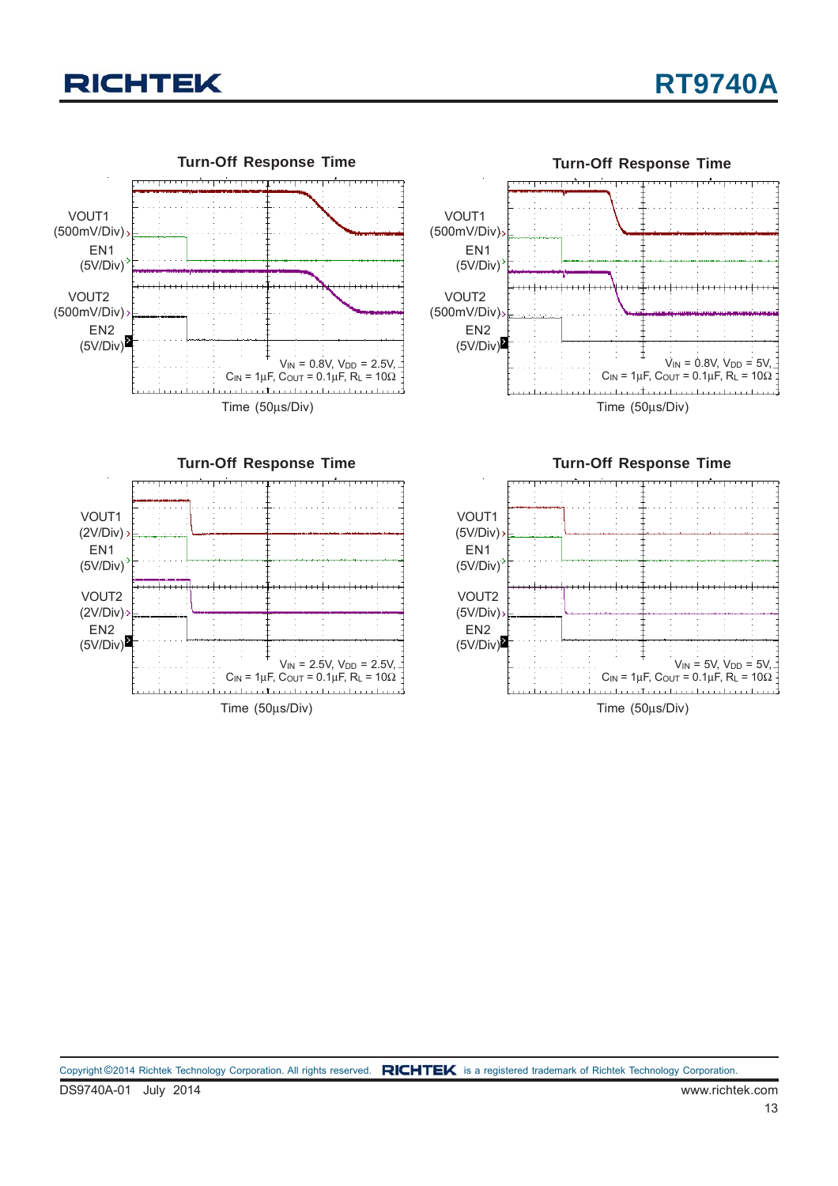**Turn-Off Response Time**

VOUT1 (500mV/Div)

EN1 (5V/Div)

VOUT2 (500mV/Div)

EN2 (5V/Div)

$V_{IN}$ = 0.8V, $V_{DD}$ = 2.5V, $C_{IN}$ = 1μF, $C_{OUT}$ = 0.1μF, $R_L$ = 10Ω

Time (50μs/Div)

**Turn-Off Response Time**

VOUT1 (500mV/Div)

EN1 (5V/Div)

VOUT2 (500mV/Div)

EN2 (5V/Div)

$V_{IN}$ = 0.8V, $V_{DD}$ = 5V, $C_{IN}$ = 1μF, $C_{OUT}$ = 0.1μF, $R_L$ = 10Ω

Time (50μs/Div)

**Turn-Off Response Time**

VOUT1 (2V/Div)

EN1 (5V/Div)

VOUT2 (2V/Div)

EN2 (5V/Div)

$V_{IN}$ = 2.5V, $V_{DD}$ = 2.5V, $C_{IN}$ = 1μF, $C_{OUT}$ = 0.1μF, $R_L$ = 10Ω

Time (50μs/Div)

**Turn-Off Response Time**

VOUT1 (5V/Div)

EN1 (5V/Div)

VOUT2 (5V/Div)

EN2 (5V/Div)

$V_{IN}$ = 5V, $V_{DD}$ = 5V, $C_{IN}$ = 1μF, $C_{OUT}$ = 0.1μF, $R_L$ = 10Ω

Time (50μs/Div)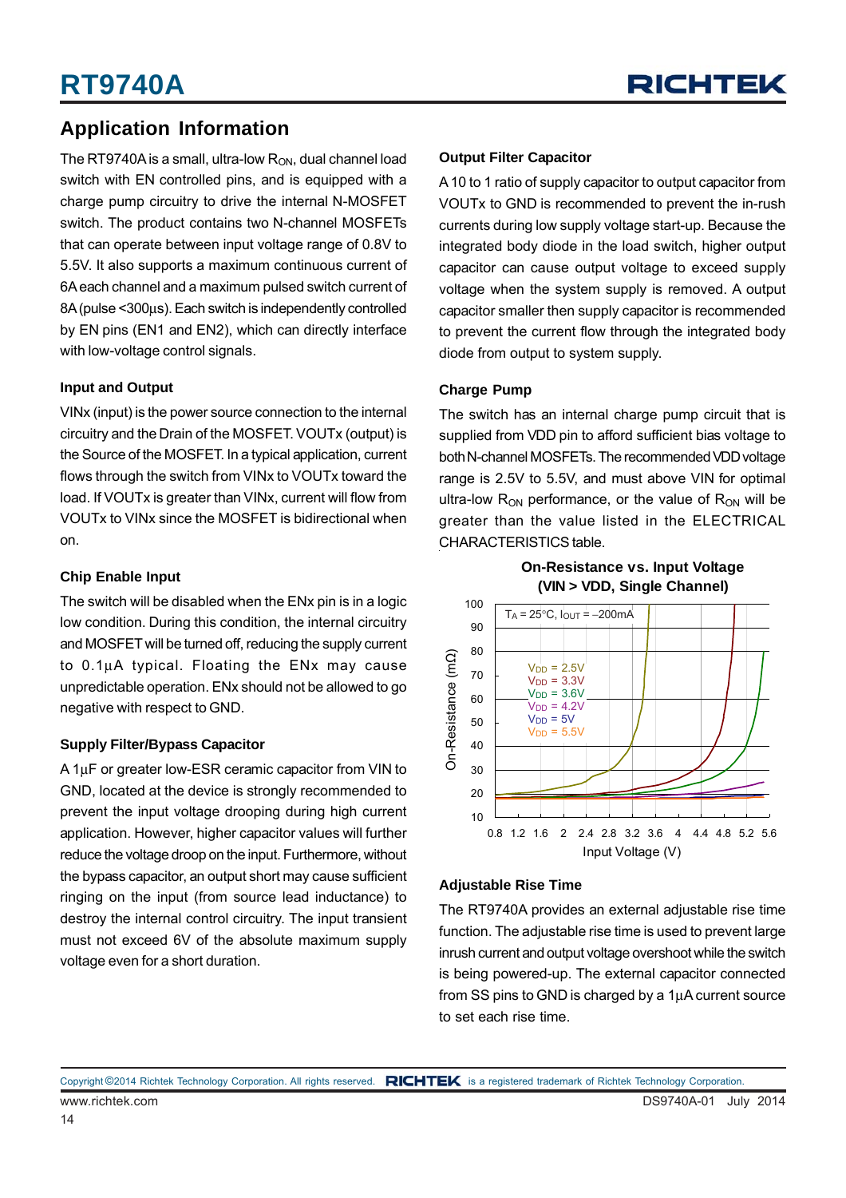## Application Information

The RT9740A is a small, ultra-low $R_{ON}$, dual channel load switch with EN controlled pins, and is equipped with a charge pump circuitry to drive the internal N-MOSFET switch. The product contains two N-channel MOSFETs that can operate between input voltage range of 0.8V to 5.5V. It also supports a maximum continuous current of 6A each channel and a maximum pulsed switch current of 8A (pulse <300μs). Each switch is independently controlled by EN pins (EN1 and EN2), which can directly interface with low-voltage control signals.

### Input and Output

VINx (input) is the power source connection to the internal circuitry and the Drain of the MOSFET. VOUTx (output) is the Source of the MOSFET. In a typical application, current flows through the switch from VINx to VOUTx toward the load. If VOUTx is greater than VINx, current will flow from VOUTx to VINx since the MOSFET is bidirectional when on.

### Chip Enable Input

The switch will be disabled when the ENx pin is in a logic low condition. During this condition, the internal circuitry and MOSFET will be turned off, reducing the supply current to 0.1μA typical. Floating the ENx may cause unpredictable operation. ENx should not be allowed to go negative with respect to GND.

### Supply Filter/Bypass Capacitor

A 1μF or greater low-ESR ceramic capacitor from VIN to GND, located at the device is strongly recommended to prevent the input voltage drooping during high current application. However, higher capacitor values will further reduce the voltage droop on the input. Furthermore, without the bypass capacitor, an output short may cause sufficient ringing on the input (from source lead inductance) to destroy the internal control circuitry. The input transient must not exceed 6V of the absolute maximum supply voltage even for a short duration.

### Output Filter Capacitor

A 10 to 1 ratio of supply capacitor to output capacitor from VOUTx to GND is recommended to prevent the in-rush currents during low supply voltage start-up. Because the integrated body diode in the load switch, higher output capacitor can cause output voltage to exceed supply voltage when the system supply is removed. A output capacitor smaller then supply capacitor is recommended to prevent the current flow through the integrated body diode from output to system supply.

### Charge Pump

The switch has an internal charge pump circuit that is supplied from VDD pin to afford sufficient bias voltage to both N-channel MOSFETs. The recommended VDD voltage range is 2.5V to 5.5V, and must above VIN for optimal ultra-low $R_{ON}$ performance, or the value of $R_{ON}$ will be greater than the value listed in the ELECTRICAL CHARACTERISTICS table.

**On-Resistance vs. Input Voltage (VIN > VDD, Single Channel)**

$T_A$ = 25°C, $I_{OUT}$ = –200mA; $V_{DD}$ = 2.5V, 3.3V, 3.6V, 4.2V, 5V, 5.5V. On-Resistance (mΩ) vs. Input Voltage (V).

### Adjustable Rise Time

The RT9740A provides an external adjustable rise time function. The adjustable rise time is used to prevent large inrush current and output voltage overshoot while the switch is being powered-up. The external capacitor connected from SS pins to GND is charged by a 1μA current source to set each rise time.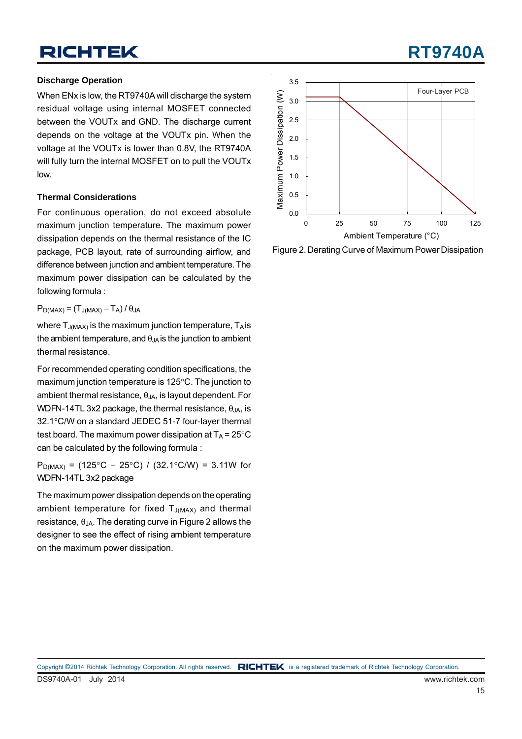## Discharge Operation

When ENx is low, the RT9740A will discharge the system residual voltage using internal MOSFET connected between the VOUTx and GND. The discharge current depends on the voltage at the VOUTx pin. When the voltage at the VOUTx is lower than 0.8V, the RT9740A will fully turn the internal MOSFET on to pull the VOUTx low.

## Thermal Considerations

For continuous operation, do not exceed absolute maximum junction temperature. The maximum power dissipation depends on the thermal resistance of the IC package, PCB layout, rate of surrounding airflow, and difference between junction and ambient temperature. The maximum power dissipation can be calculated by the following formula :

$P_{D(MAX)} = (T_{J(MAX)} - T_A) / \theta_{JA}$

where $T_{J(MAX)}$ is the maximum junction temperature, $T_A$ is the ambient temperature, and $\theta_{JA}$ is the junction to ambient thermal resistance.

For recommended operating condition specifications, the maximum junction temperature is 125°C. The junction to ambient thermal resistance, $\theta_{JA}$, is layout dependent. For WDFN-14TL 3x2 package, the thermal resistance, $\theta_{JA}$, is 32.1°C/W on a standard JEDEC 51-7 four-layer thermal test board. The maximum power dissipation at $T_A$ = 25°C can be calculated by the following formula :

$P_{D(MAX)}$ = (125°C − 25°C) / (32.1°C/W) = 3.11W for WDFN-14TL 3x2 package

The maximum power dissipation depends on the operating ambient temperature for fixed $T_{J(MAX)}$ and thermal resistance, $\theta_{JA}$. The derating curve in Figure 2 allows the designer to see the effect of rising ambient temperature on the maximum power dissipation.

Figure 2. Derating Curve of Maximum Power Dissipation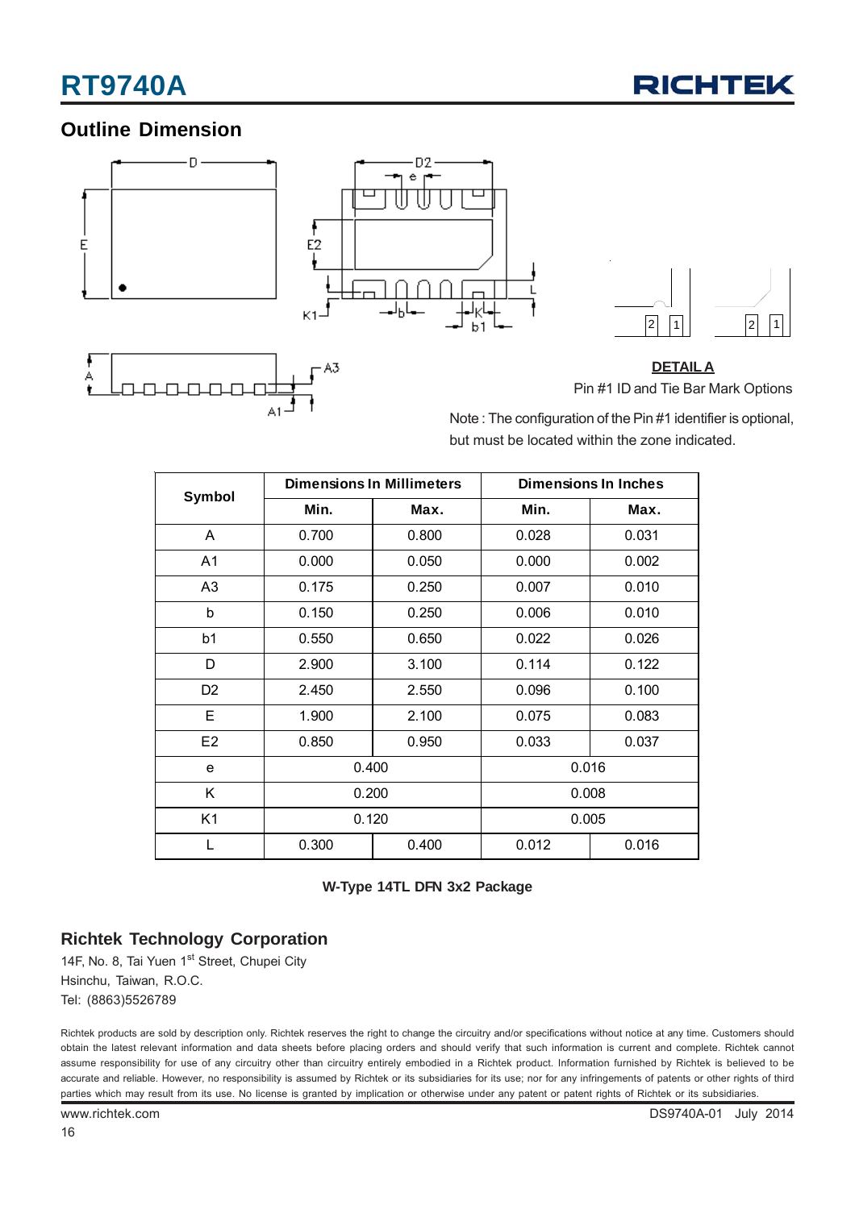## Outline Dimension

D

D2

e

E

E2

K1

b

K

b1

L

A

A3

A1

2 1 2 1

**DETAIL A**

Pin #1 ID and Tie Bar Mark Options

Note : The configuration of the Pin #1 identifier is optional, but must be located within the zone indicated.

| Symbol | Dimensions In Millimeters | | Dimensions In Inches | |
|---|---|---|---|---|
| | Min. | Max. | Min. | Max. |
| A | 0.700 | 0.800 | 0.028 | 0.031 |
| A1 | 0.000 | 0.050 | 0.000 | 0.002 |
| A3 | 0.175 | 0.250 | 0.007 | 0.010 |
| b | 0.150 | 0.250 | 0.006 | 0.010 |
| b1 | 0.550 | 0.650 | 0.022 | 0.026 |
| D | 2.900 | 3.100 | 0.114 | 0.122 |
| D2 | 2.450 | 2.550 | 0.096 | 0.100 |
| E | 1.900 | 2.100 | 0.075 | 0.083 |
| E2 | 0.850 | 0.950 | 0.033 | 0.037 |
| e | 0.400 | | 0.016 | |
| K | 0.200 | | 0.008 | |
| K1 | 0.120 | | 0.005 | |
| L | 0.300 | 0.400 | 0.012 | 0.016 |

**W-Type 14TL DFN 3x2 Package**

### Richtek Technology Corporation

14F, No. 8, Tai Yuen 1st Street, Chupei City
Hsinchu, Taiwan, R.O.C.
Tel: (8863)5526789

Richtek products are sold by description only. Richtek reserves the right to change the circuitry and/or specifications without notice at any time. Customers should obtain the latest relevant information and data sheets before placing orders and should verify that such information is current and complete. Richtek cannot assume responsibility for use of any circuitry other than circuitry entirely embodied in a Richtek product. Information furnished by Richtek is believed to be accurate and reliable. However, no responsibility is assumed by Richtek or its subsidiaries for its use; nor for any infringements of patents or other rights of third parties which may result from its use. No license is granted by implication or otherwise under any patent or patent rights of Richtek or its subsidiaries.